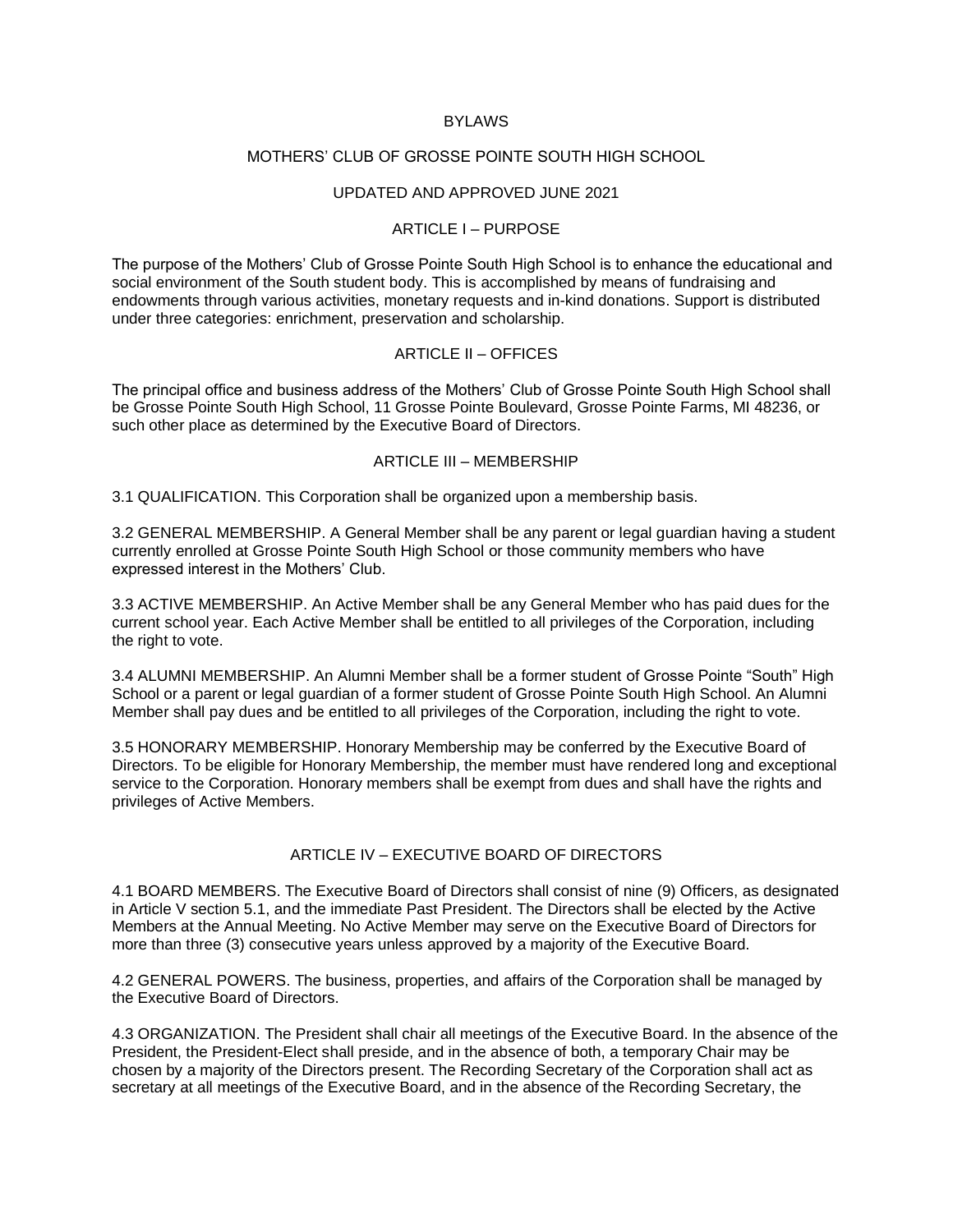# BYLAWS

# MOTHERS' CLUB OF GROSSE POINTE SOUTH HIGH SCHOOL

UPDATED AND APPROVED JUNE 2021

## ARTICLE I – PURPOSE

The purpose of the Mothers' Club of Grosse Pointe South High School is to enhance the educational and social environment of the South student body. This is accomplished by means of fundraising and endowments through various activities, monetary requests and in-kind donations. Support is distributed under three categories: enrichment, preservation and scholarship.

## ARTICLE II – OFFICES

The principal office and business address of the Mothers' Club of Grosse Pointe South High School shall be Grosse Pointe South High School, 11 Grosse Pointe Boulevard, Grosse Pointe Farms, MI 48236, or such other place as determined by the Executive Board of Directors.

## ARTICLE III – MEMBERSHIP

3.1 QUALIFICATION. This Corporation shall be organized upon a membership basis.

3.2 GENERAL MEMBERSHIP. A General Member shall be any parent or legal guardian having a student currently enrolled at Grosse Pointe South High School or those community members who have expressed interest in the Mothers' Club.

3.3 ACTIVE MEMBERSHIP. An Active Member shall be any General Member who has paid dues for the current school year. Each Active Member shall be entitled to all privileges of the Corporation, including the right to vote.

3.4 ALUMNI MEMBERSHIP. An Alumni Member shall be a former student of Grosse Pointe "South" High School or a parent or legal guardian of a former student of Grosse Pointe South High School. An Alumni Member shall pay dues and be entitled to all privileges of the Corporation, including the right to vote.

3.5 HONORARY MEMBERSHIP. Honorary Membership may be conferred by the Executive Board of Directors. To be eligible for Honorary Membership, the member must have rendered long and exceptional service to the Corporation. Honorary members shall be exempt from dues and shall have the rights and privileges of Active Members.

## ARTICLE IV – EXECUTIVE BOARD OF DIRECTORS

4.1 BOARD MEMBERS. The Executive Board of Directors shall consist of nine (9) Officers, as designated in Article V section 5.1, and the immediate Past President. The Directors shall be elected by the Active Members at the Annual Meeting. No Active Member may serve on the Executive Board of Directors for more than three (3) consecutive years unless approved by a majority of the Executive Board.

4.2 GENERAL POWERS. The business, properties, and affairs of the Corporation shall be managed by the Executive Board of Directors.

4.3 ORGANIZATION. The President shall chair all meetings of the Executive Board. In the absence of the President, the President-Elect shall preside, and in the absence of both, a temporary Chair may be chosen by a majority of the Directors present. The Recording Secretary of the Corporation shall act as secretary at all meetings of the Executive Board, and in the absence of the Recording Secretary, the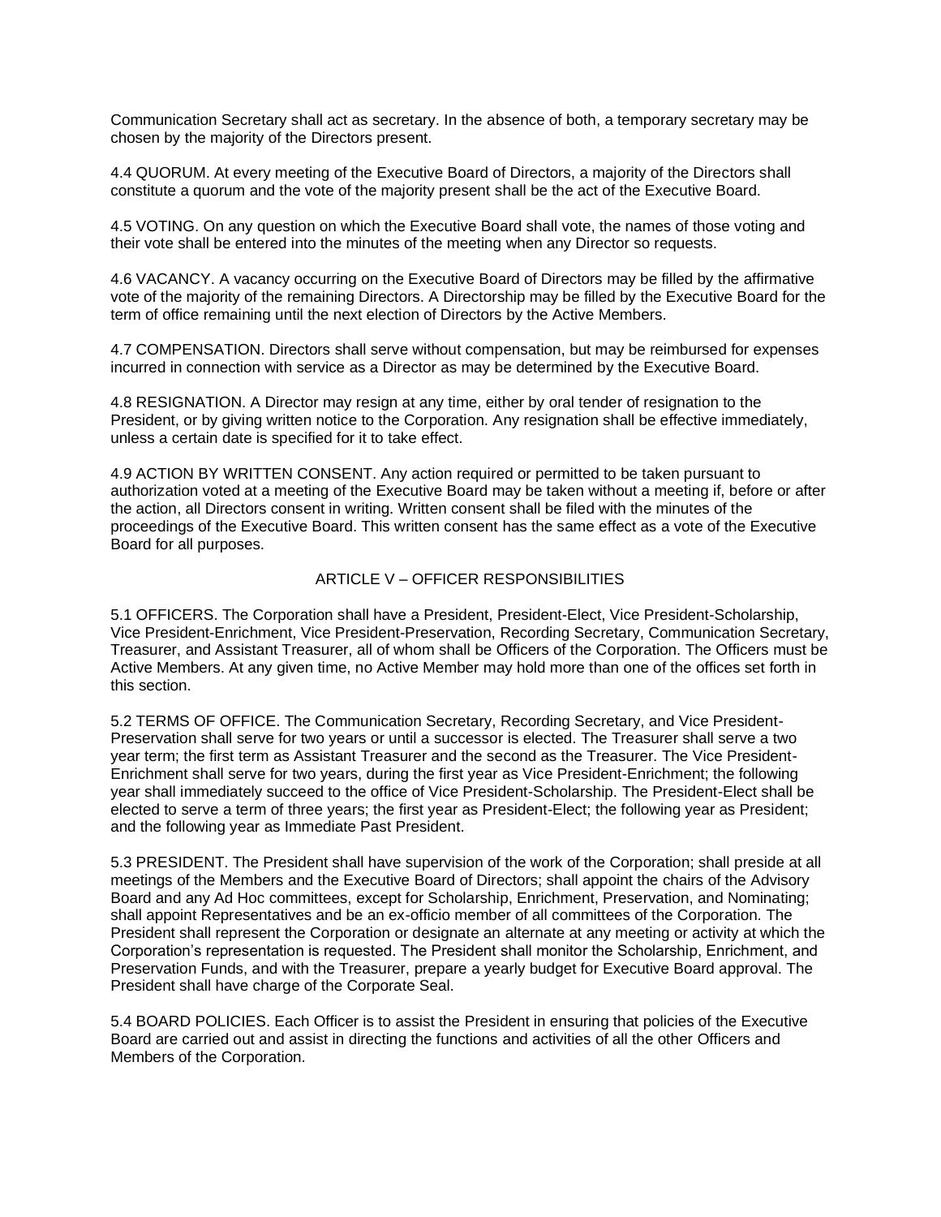Communication Secretary shall act as secretary. In the absence of both, a temporary secretary may be chosen by the majority of the Directors present.

4.4 QUORUM. At every meeting of the Executive Board of Directors, a majority of the Directors shall constitute a quorum and the vote of the majority present shall be the act of the Executive Board.

4.5 VOTING. On any question on which the Executive Board shall vote, the names of those voting and their vote shall be entered into the minutes of the meeting when any Director so requests.

4.6 VACANCY. A vacancy occurring on the Executive Board of Directors may be filled by the affirmative vote of the majority of the remaining Directors. A Directorship may be filled by the Executive Board for the term of office remaining until the next election of Directors by the Active Members.

4.7 COMPENSATION. Directors shall serve without compensation, but may be reimbursed for expenses incurred in connection with service as a Director as may be determined by the Executive Board.

4.8 RESIGNATION. A Director may resign at any time, either by oral tender of resignation to the President, or by giving written notice to the Corporation. Any resignation shall be effective immediately, unless a certain date is specified for it to take effect.

4.9 ACTION BY WRITTEN CONSENT. Any action required or permitted to be taken pursuant to authorization voted at a meeting of the Executive Board may be taken without a meeting if, before or after the action, all Directors consent in writing. Written consent shall be filed with the minutes of the proceedings of the Executive Board. This written consent has the same effect as a vote of the Executive Board for all purposes.

## ARTICLE V – OFFICER RESPONSIBILITIES

5.1 OFFICERS. The Corporation shall have a President, President-Elect, Vice President-Scholarship, Vice President-Enrichment, Vice President-Preservation, Recording Secretary, Communication Secretary, Treasurer, and Assistant Treasurer, all of whom shall be Officers of the Corporation. The Officers must be Active Members. At any given time, no Active Member may hold more than one of the offices set forth in this section.

5.2 TERMS OF OFFICE. The Communication Secretary, Recording Secretary, and Vice President-Preservation shall serve for two years or until a successor is elected. The Treasurer shall serve a two year term; the first term as Assistant Treasurer and the second as the Treasurer. The Vice President-Enrichment shall serve for two years, during the first year as Vice President-Enrichment; the following year shall immediately succeed to the office of Vice President-Scholarship. The President-Elect shall be elected to serve a term of three years; the first year as President-Elect; the following year as President; and the following year as Immediate Past President.

5.3 PRESIDENT. The President shall have supervision of the work of the Corporation; shall preside at all meetings of the Members and the Executive Board of Directors; shall appoint the chairs of the Advisory Board and any Ad Hoc committees, except for Scholarship, Enrichment, Preservation, and Nominating; shall appoint Representatives and be an ex-officio member of all committees of the Corporation. The President shall represent the Corporation or designate an alternate at any meeting or activity at which the Corporation's representation is requested. The President shall monitor the Scholarship, Enrichment, and Preservation Funds, and with the Treasurer, prepare a yearly budget for Executive Board approval. The President shall have charge of the Corporate Seal.

5.4 BOARD POLICIES. Each Officer is to assist the President in ensuring that policies of the Executive Board are carried out and assist in directing the functions and activities of all the other Officers and Members of the Corporation.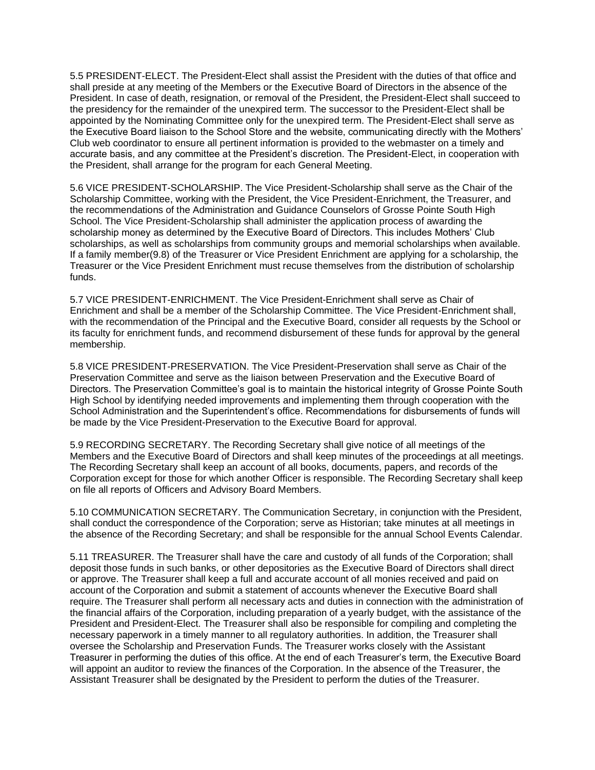5.5 PRESIDENT-ELECT. The President-Elect shall assist the President with the duties of that office and shall preside at any meeting of the Members or the Executive Board of Directors in the absence of the President. In case of death, resignation, or removal of the President, the President-Elect shall succeed to the presidency for the remainder of the unexpired term. The successor to the President-Elect shall be appointed by the Nominating Committee only for the unexpired term. The President-Elect shall serve as the Executive Board liaison to the School Store and the website, communicating directly with the Mothers' Club web coordinator to ensure all pertinent information is provided to the webmaster on a timely and accurate basis, and any committee at the President's discretion. The President-Elect, in cooperation with the President, shall arrange for the program for each General Meeting.

5.6 VICE PRESIDENT-SCHOLARSHIP. The Vice President-Scholarship shall serve as the Chair of the Scholarship Committee, working with the President, the Vice President-Enrichment, the Treasurer, and the recommendations of the Administration and Guidance Counselors of Grosse Pointe South High School. The Vice President-Scholarship shall administer the application process of awarding the scholarship money as determined by the Executive Board of Directors. This includes Mothers' Club scholarships, as well as scholarships from community groups and memorial scholarships when available. If a family member(9.8) of the Treasurer or Vice President Enrichment are applying for a scholarship, the Treasurer or the Vice President Enrichment must recuse themselves from the distribution of scholarship funds.

5.7 VICE PRESIDENT-ENRICHMENT. The Vice President-Enrichment shall serve as Chair of Enrichment and shall be a member of the Scholarship Committee. The Vice President-Enrichment shall, with the recommendation of the Principal and the Executive Board, consider all requests by the School or its faculty for enrichment funds, and recommend disbursement of these funds for approval by the general membership.

5.8 VICE PRESIDENT-PRESERVATION. The Vice President-Preservation shall serve as Chair of the Preservation Committee and serve as the liaison between Preservation and the Executive Board of Directors. The Preservation Committee's goal is to maintain the historical integrity of Grosse Pointe South High School by identifying needed improvements and implementing them through cooperation with the School Administration and the Superintendent's office. Recommendations for disbursements of funds will be made by the Vice President-Preservation to the Executive Board for approval.

5.9 RECORDING SECRETARY. The Recording Secretary shall give notice of all meetings of the Members and the Executive Board of Directors and shall keep minutes of the proceedings at all meetings. The Recording Secretary shall keep an account of all books, documents, papers, and records of the Corporation except for those for which another Officer is responsible. The Recording Secretary shall keep on file all reports of Officers and Advisory Board Members.

5.10 COMMUNICATION SECRETARY. The Communication Secretary, in conjunction with the President, shall conduct the correspondence of the Corporation; serve as Historian; take minutes at all meetings in the absence of the Recording Secretary; and shall be responsible for the annual School Events Calendar.

5.11 TREASURER. The Treasurer shall have the care and custody of all funds of the Corporation; shall deposit those funds in such banks, or other depositories as the Executive Board of Directors shall direct or approve. The Treasurer shall keep a full and accurate account of all monies received and paid on account of the Corporation and submit a statement of accounts whenever the Executive Board shall require. The Treasurer shall perform all necessary acts and duties in connection with the administration of the financial affairs of the Corporation, including preparation of a yearly budget, with the assistance of the President and President-Elect. The Treasurer shall also be responsible for compiling and completing the necessary paperwork in a timely manner to all regulatory authorities. In addition, the Treasurer shall oversee the Scholarship and Preservation Funds. The Treasurer works closely with the Assistant Treasurer in performing the duties of this office. At the end of each Treasurer's term, the Executive Board will appoint an auditor to review the finances of the Corporation. In the absence of the Treasurer, the Assistant Treasurer shall be designated by the President to perform the duties of the Treasurer.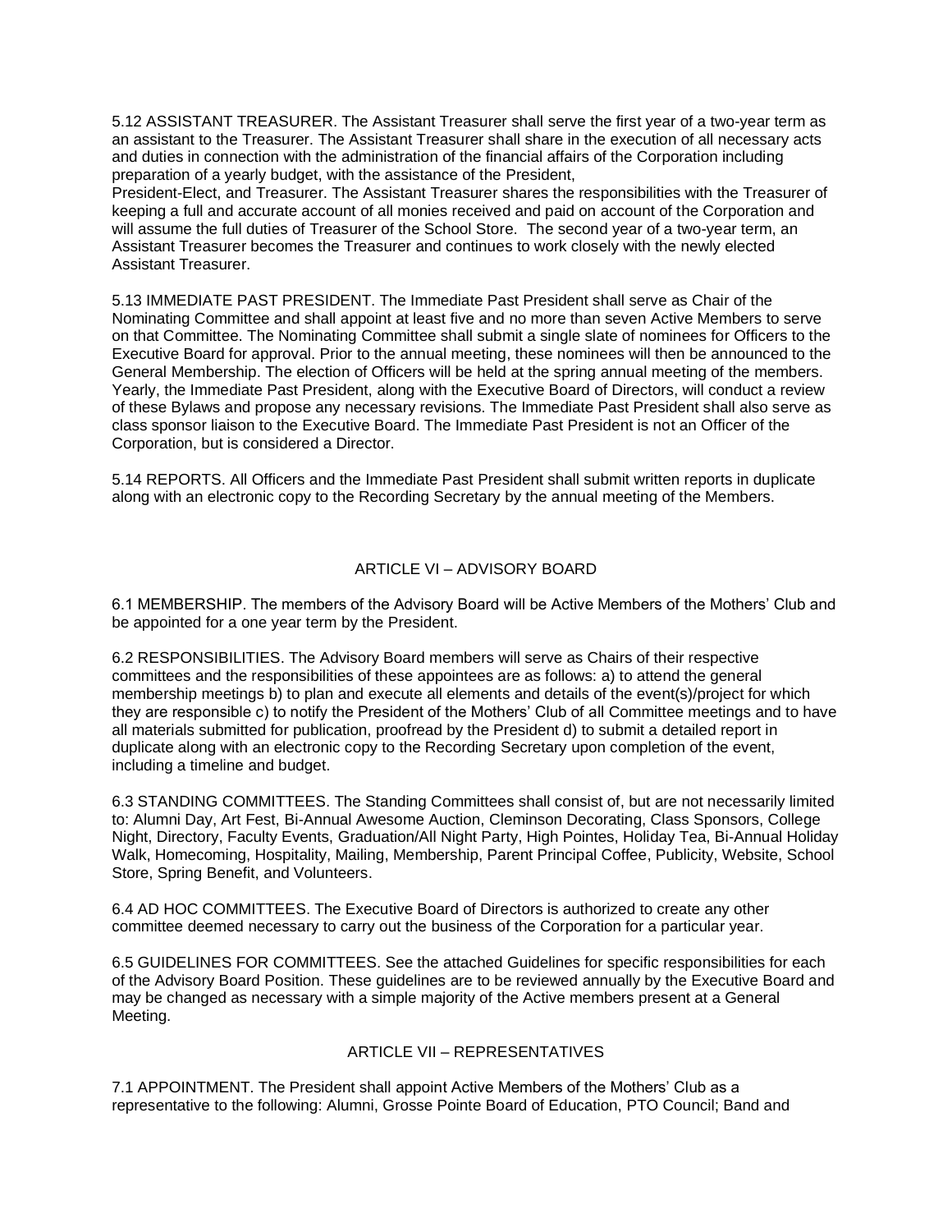5.12 ASSISTANT TREASURER. The Assistant Treasurer shall serve the first year of a two-year term as an assistant to the Treasurer. The Assistant Treasurer shall share in the execution of all necessary acts and duties in connection with the administration of the financial affairs of the Corporation including preparation of a yearly budget, with the assistance of the President, President-Elect, and Treasurer. The Assistant Treasurer shares the responsibilities with the Treasurer of keeping a full and accurate account of all monies received and paid on account of the Corporation and will assume the full duties of Treasurer of the School Store. The second year of a two-year term, an Assistant Treasurer becomes the Treasurer and continues to work closely with the newly elected Assistant Treasurer.

5.13 IMMEDIATE PAST PRESIDENT. The Immediate Past President shall serve as Chair of the Nominating Committee and shall appoint at least five and no more than seven Active Members to serve on that Committee. The Nominating Committee shall submit a single slate of nominees for Officers to the Executive Board for approval. Prior to the annual meeting, these nominees will then be announced to the General Membership. The election of Officers will be held at the spring annual meeting of the members. Yearly, the Immediate Past President, along with the Executive Board of Directors, will conduct a review of these Bylaws and propose any necessary revisions. The Immediate Past President shall also serve as class sponsor liaison to the Executive Board. The Immediate Past President is not an Officer of the Corporation, but is considered a Director.

5.14 REPORTS. All Officers and the Immediate Past President shall submit written reports in duplicate along with an electronic copy to the Recording Secretary by the annual meeting of the Members.

## ARTICLE VI – ADVISORY BOARD

6.1 MEMBERSHIP. The members of the Advisory Board will be Active Members of the Mothers' Club and be appointed for a one year term by the President.

6.2 RESPONSIBILITIES. The Advisory Board members will serve as Chairs of their respective committees and the responsibilities of these appointees are as follows: a) to attend the general membership meetings b) to plan and execute all elements and details of the event(s)/project for which they are responsible c) to notify the President of the Mothers' Club of all Committee meetings and to have all materials submitted for publication, proofread by the President d) to submit a detailed report in duplicate along with an electronic copy to the Recording Secretary upon completion of the event, including a timeline and budget.

6.3 STANDING COMMITTEES. The Standing Committees shall consist of, but are not necessarily limited to: Alumni Day, Art Fest, Bi-Annual Awesome Auction, Cleminson Decorating, Class Sponsors, College Night, Directory, Faculty Events, Graduation/All Night Party, High Pointes, Holiday Tea, Bi-Annual Holiday Walk, Homecoming, Hospitality, Mailing, Membership, Parent Principal Coffee, Publicity, Website, School Store, Spring Benefit, and Volunteers.

6.4 AD HOC COMMITTEES. The Executive Board of Directors is authorized to create any other committee deemed necessary to carry out the business of the Corporation for a particular year.

6.5 GUIDELINES FOR COMMITTEES. See the attached Guidelines for specific responsibilities for each of the Advisory Board Position. These guidelines are to be reviewed annually by the Executive Board and may be changed as necessary with a simple majority of the Active members present at a General Meeting.

## ARTICLE VII – REPRESENTATIVES

7.1 APPOINTMENT. The President shall appoint Active Members of the Mothers' Club as a representative to the following: Alumni, Grosse Pointe Board of Education, PTO Council; Band and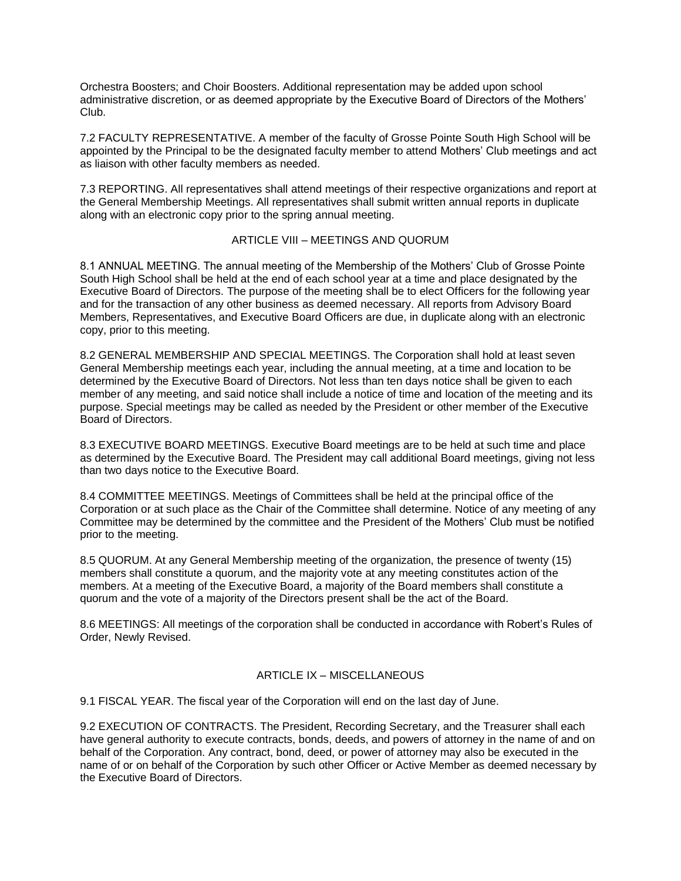Orchestra Boosters; and Choir Boosters. Additional representation may be added upon school administrative discretion, or as deemed appropriate by the Executive Board of Directors of the Mothers' Club.

7.2 FACULTY REPRESENTATIVE. A member of the faculty of Grosse Pointe South High School will be appointed by the Principal to be the designated faculty member to attend Mothers' Club meetings and act as liaison with other faculty members as needed.

7.3 REPORTING. All representatives shall attend meetings of their respective organizations and report at the General Membership Meetings. All representatives shall submit written annual reports in duplicate along with an electronic copy prior to the spring annual meeting.

## ARTICLE VIII – MEETINGS AND QUORUM

8.1 ANNUAL MEETING. The annual meeting of the Membership of the Mothers' Club of Grosse Pointe South High School shall be held at the end of each school year at a time and place designated by the Executive Board of Directors. The purpose of the meeting shall be to elect Officers for the following year and for the transaction of any other business as deemed necessary. All reports from Advisory Board Members, Representatives, and Executive Board Officers are due, in duplicate along with an electronic copy, prior to this meeting.

8.2 GENERAL MEMBERSHIP AND SPECIAL MEETINGS. The Corporation shall hold at least seven General Membership meetings each year, including the annual meeting, at a time and location to be determined by the Executive Board of Directors. Not less than ten days notice shall be given to each member of any meeting, and said notice shall include a notice of time and location of the meeting and its purpose. Special meetings may be called as needed by the President or other member of the Executive Board of Directors.

8.3 EXECUTIVE BOARD MEETINGS. Executive Board meetings are to be held at such time and place as determined by the Executive Board. The President may call additional Board meetings, giving not less than two days notice to the Executive Board.

8.4 COMMITTEE MEETINGS. Meetings of Committees shall be held at the principal office of the Corporation or at such place as the Chair of the Committee shall determine. Notice of any meeting of any Committee may be determined by the committee and the President of the Mothers' Club must be notified prior to the meeting.

8.5 QUORUM. At any General Membership meeting of the organization, the presence of twenty (15) members shall constitute a quorum, and the majority vote at any meeting constitutes action of the members. At a meeting of the Executive Board, a majority of the Board members shall constitute a quorum and the vote of a majority of the Directors present shall be the act of the Board.

8.6 MEETINGS: All meetings of the corporation shall be conducted in accordance with Robert's Rules of Order, Newly Revised.

## ARTICLE IX – MISCELLANEOUS

9.1 FISCAL YEAR. The fiscal year of the Corporation will end on the last day of June.

9.2 EXECUTION OF CONTRACTS. The President, Recording Secretary, and the Treasurer shall each have general authority to execute contracts, bonds, deeds, and powers of attorney in the name of and on behalf of the Corporation. Any contract, bond, deed, or power of attorney may also be executed in the name of or on behalf of the Corporation by such other Officer or Active Member as deemed necessary by the Executive Board of Directors.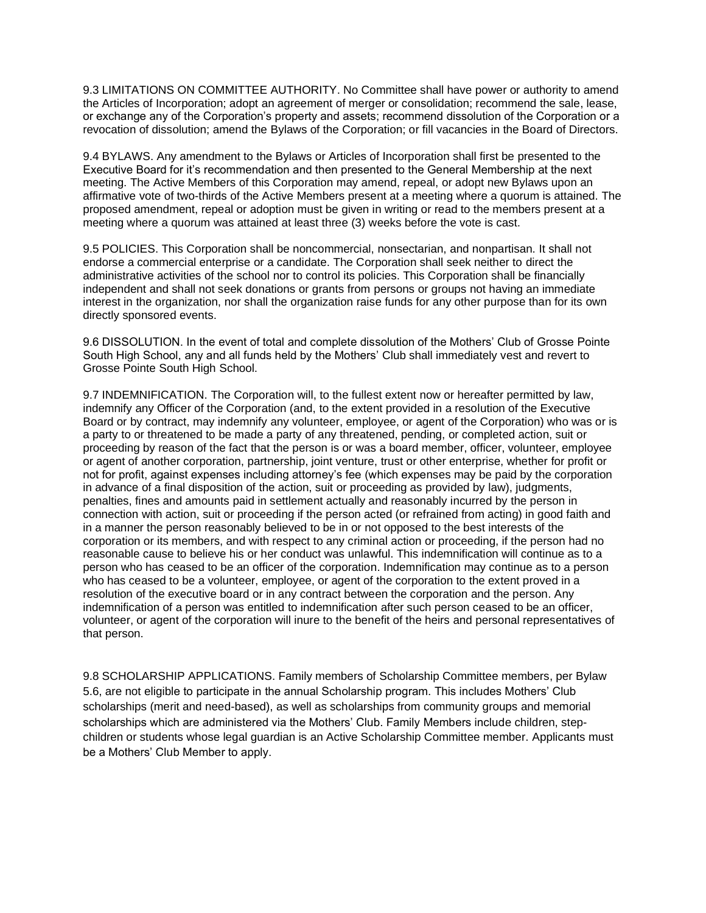9.3 LIMITATIONS ON COMMITTEE AUTHORITY. No Committee shall have power or authority to amend the Articles of Incorporation; adopt an agreement of merger or consolidation; recommend the sale, lease, or exchange any of the Corporation's property and assets; recommend dissolution of the Corporation or a revocation of dissolution; amend the Bylaws of the Corporation; or fill vacancies in the Board of Directors.

9.4 BYLAWS. Any amendment to the Bylaws or Articles of Incorporation shall first be presented to the Executive Board for it's recommendation and then presented to the General Membership at the next meeting. The Active Members of this Corporation may amend, repeal, or adopt new Bylaws upon an affirmative vote of two-thirds of the Active Members present at a meeting where a quorum is attained. The proposed amendment, repeal or adoption must be given in writing or read to the members present at a meeting where a quorum was attained at least three (3) weeks before the vote is cast.

9.5 POLICIES. This Corporation shall be noncommercial, nonsectarian, and nonpartisan. It shall not endorse a commercial enterprise or a candidate. The Corporation shall seek neither to direct the administrative activities of the school nor to control its policies. This Corporation shall be financially independent and shall not seek donations or grants from persons or groups not having an immediate interest in the organization, nor shall the organization raise funds for any other purpose than for its own directly sponsored events.

9.6 DISSOLUTION. In the event of total and complete dissolution of the Mothers' Club of Grosse Pointe South High School, any and all funds held by the Mothers' Club shall immediately vest and revert to Grosse Pointe South High School.

9.7 INDEMNIFICATION. The Corporation will, to the fullest extent now or hereafter permitted by law, indemnify any Officer of the Corporation (and, to the extent provided in a resolution of the Executive Board or by contract, may indemnify any volunteer, employee, or agent of the Corporation) who was or is a party to or threatened to be made a party of any threatened, pending, or completed action, suit or proceeding by reason of the fact that the person is or was a board member, officer, volunteer, employee or agent of another corporation, partnership, joint venture, trust or other enterprise, whether for profit or not for profit, against expenses including attorney's fee (which expenses may be paid by the corporation in advance of a final disposition of the action, suit or proceeding as provided by law), judgments, penalties, fines and amounts paid in settlement actually and reasonably incurred by the person in connection with action, suit or proceeding if the person acted (or refrained from acting) in good faith and in a manner the person reasonably believed to be in or not opposed to the best interests of the corporation or its members, and with respect to any criminal action or proceeding, if the person had no reasonable cause to believe his or her conduct was unlawful. This indemnification will continue as to a person who has ceased to be an officer of the corporation. Indemnification may continue as to a person who has ceased to be a volunteer, employee, or agent of the corporation to the extent proved in a resolution of the executive board or in any contract between the corporation and the person. Any indemnification of a person was entitled to indemnification after such person ceased to be an officer, volunteer, or agent of the corporation will inure to the benefit of the heirs and personal representatives of that person.

9.8 SCHOLARSHIP APPLICATIONS. Family members of Scholarship Committee members, per Bylaw 5.6, are not eligible to participate in the annual Scholarship program. This includes Mothers' Club scholarships (merit and need-based), as well as scholarships from community groups and memorial scholarships which are administered via the Mothers' Club. Family Members include children, step-children or students whose legal guardian is an Active Scholarship Committee member. Applicants must be a Mothers' Club Member to apply.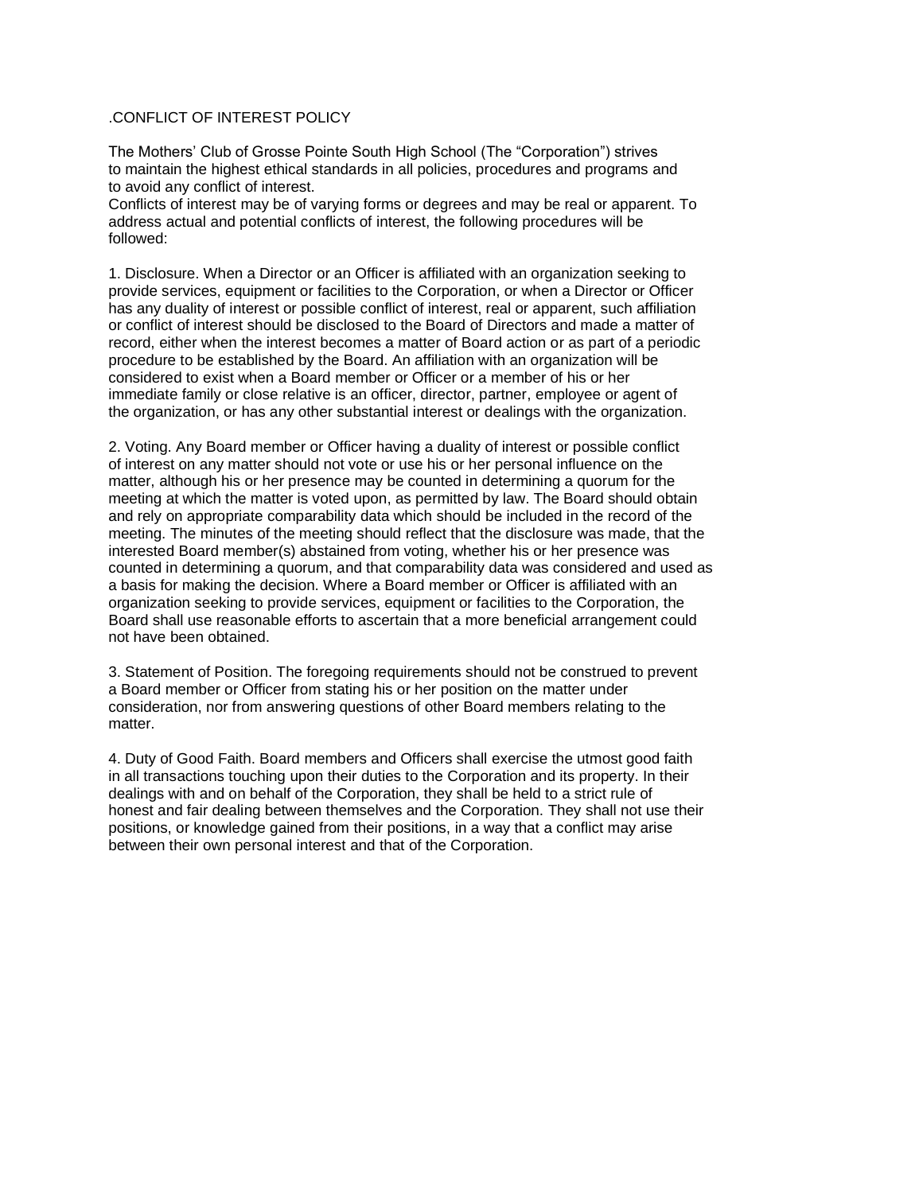.CONFLICT OF INTEREST POLICY

The Mothers' Club of Grosse Pointe South High School (The "Corporation") strives to maintain the highest ethical standards in all policies, procedures and programs and to avoid any conflict of interest.
Conflicts of interest may be of varying forms or degrees and may be real or apparent. To address actual and potential conflicts of interest, the following procedures will be followed:

1. Disclosure. When a Director or an Officer is affiliated with an organization seeking to provide services, equipment or facilities to the Corporation, or when a Director or Officer has any duality of interest or possible conflict of interest, real or apparent, such affiliation or conflict of interest should be disclosed to the Board of Directors and made a matter of record, either when the interest becomes a matter of Board action or as part of a periodic procedure to be established by the Board. An affiliation with an organization will be considered to exist when a Board member or Officer or a member of his or her immediate family or close relative is an officer, director, partner, employee or agent of the organization, or has any other substantial interest or dealings with the organization.

2. Voting. Any Board member or Officer having a duality of interest or possible conflict of interest on any matter should not vote or use his or her personal influence on the matter, although his or her presence may be counted in determining a quorum for the meeting at which the matter is voted upon, as permitted by law. The Board should obtain and rely on appropriate comparability data which should be included in the record of the meeting. The minutes of the meeting should reflect that the disclosure was made, that the interested Board member(s) abstained from voting, whether his or her presence was counted in determining a quorum, and that comparability data was considered and used as a basis for making the decision. Where a Board member or Officer is affiliated with an organization seeking to provide services, equipment or facilities to the Corporation, the Board shall use reasonable efforts to ascertain that a more beneficial arrangement could not have been obtained.

3. Statement of Position. The foregoing requirements should not be construed to prevent a Board member or Officer from stating his or her position on the matter under consideration, nor from answering questions of other Board members relating to the matter.

4. Duty of Good Faith. Board members and Officers shall exercise the utmost good faith in all transactions touching upon their duties to the Corporation and its property. In their dealings with and on behalf of the Corporation, they shall be held to a strict rule of honest and fair dealing between themselves and the Corporation. They shall not use their positions, or knowledge gained from their positions, in a way that a conflict may arise between their own personal interest and that of the Corporation.